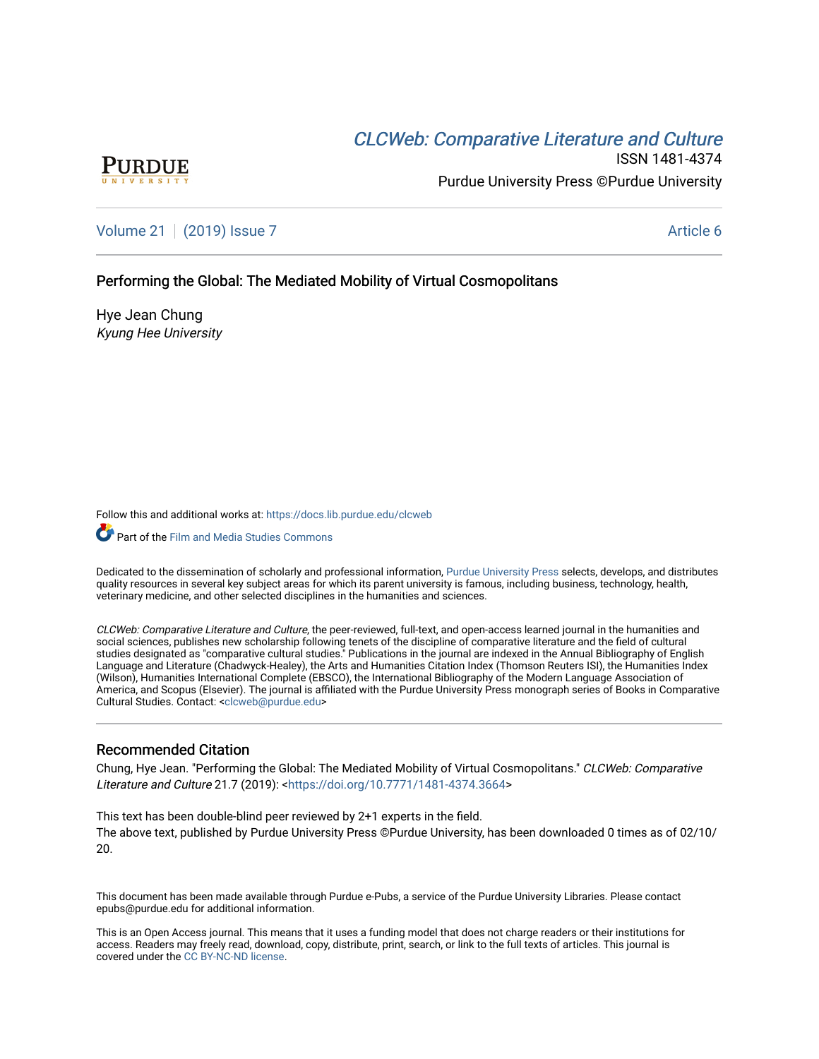CLCWeb: Comparative Literature and Culture

ISSN 1481-4374

Purdue University Press ©Purdue University

Volume 21 | (2019) Issue 7 Article 6

# Performing the Global: The Mediated Mobility of Virtual Cosmopolitans

Hye Jean Chung

*Kyung Hee University*

Follow this and additional works at: https://docs.lib.purdue.edu/clcweb

Part of the Film and Media Studies Commons

Dedicated to the dissemination of scholarly and professional information, Purdue University Press selects, develops, and distributes quality resources in several key subject areas for which its parent university is famous, including business, technology, health, veterinary medicine, and other selected disciplines in the humanities and sciences.

*CLCWeb: Comparative Literature and Culture*, the peer-reviewed, full-text, and open-access learned journal in the humanities and social sciences, publishes new scholarship following tenets of the discipline of comparative literature and the field of cultural studies designated as "comparative cultural studies." Publications in the journal are indexed in the Annual Bibliography of English Language and Literature (Chadwyck-Healey), the Arts and Humanities Citation Index (Thomson Reuters ISI), the Humanities Index (Wilson), Humanities International Complete (EBSCO), the International Bibliography of the Modern Language Association of America, and Scopus (Elsevier). The journal is affiliated with the Purdue University Press monograph series of Books in Comparative Cultural Studies. Contact: <clcweb@purdue.edu>

## Recommended Citation

Chung, Hye Jean. "Performing the Global: The Mediated Mobility of Virtual Cosmopolitans." *CLCWeb: Comparative Literature and Culture* 21.7 (2019): <https://doi.org/10.7771/1481-4374.3664>

This text has been double-blind peer reviewed by 2+1 experts in the field.

The above text, published by Purdue University Press ©Purdue University, has been downloaded 0 times as of 02/10/20.

This document has been made available through Purdue e-Pubs, a service of the Purdue University Libraries. Please contact epubs@purdue.edu for additional information.

This is an Open Access journal. This means that it uses a funding model that does not charge readers or their institutions for access. Readers may freely read, download, copy, distribute, print, search, or link to the full texts of articles. This journal is covered under the CC BY-NC-ND license.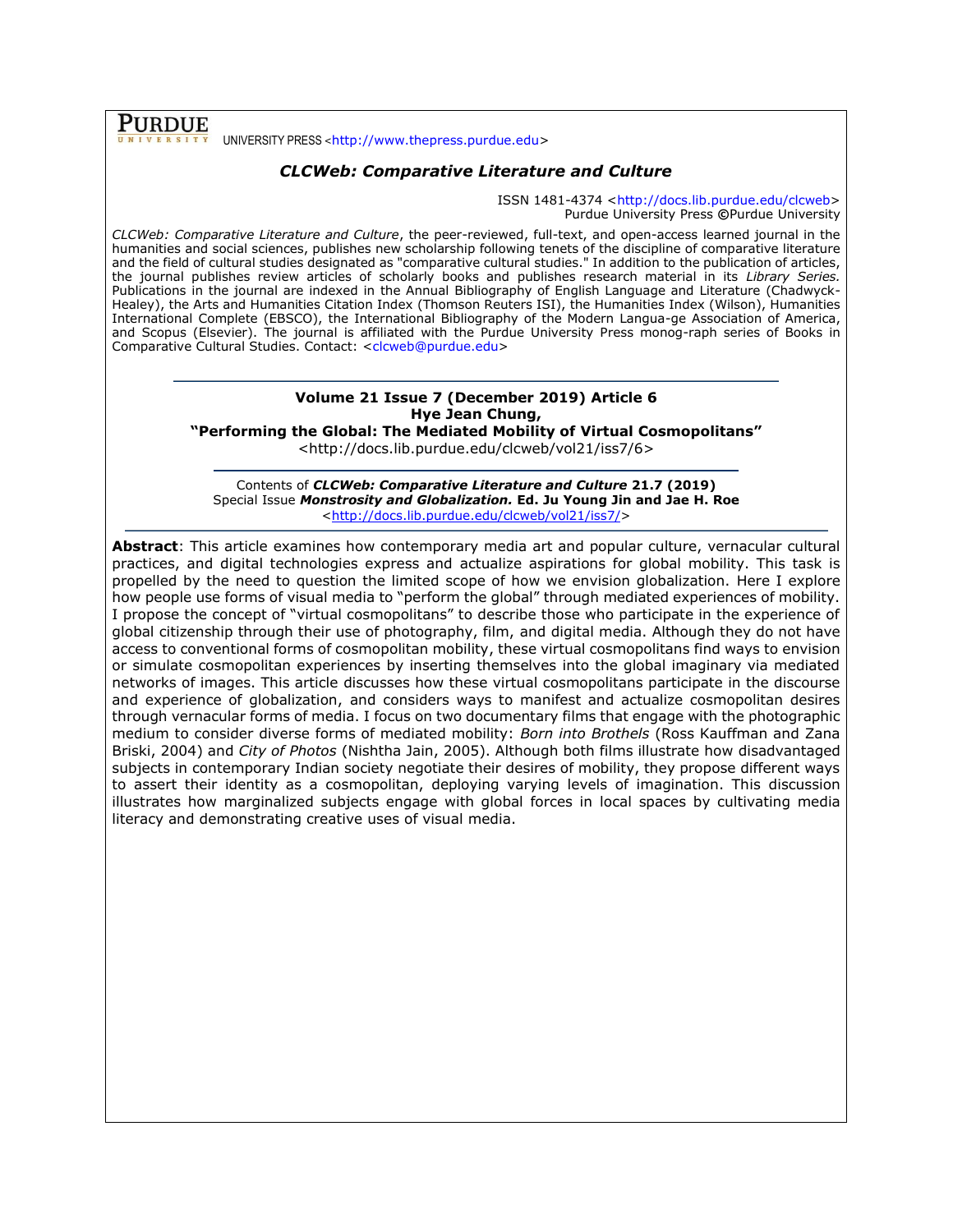PURDUE UNIVERSITY PRESS <http://www.thepress.purdue.edu>

## *CLCWeb: Comparative Literature and Culture*

ISSN 1481-4374 <http://docs.lib.purdue.edu/clcweb>
Purdue University Press ©Purdue University

*CLCWeb: Comparative Literature and Culture*, the peer-reviewed, full-text, and open-access learned journal in the humanities and social sciences, publishes new scholarship following tenets of the discipline of comparative literature and the field of cultural studies designated as "comparative cultural studies." In addition to the publication of articles, the journal publishes review articles of scholarly books and publishes research material in its *Library Series.* Publications in the journal are indexed in the Annual Bibliography of English Language and Literature (Chadwyck-Healey), the Arts and Humanities Citation Index (Thomson Reuters ISI), the Humanities Index (Wilson), Humanities International Complete (EBSCO), the International Bibliography of the Modern Langua-ge Association of America, and Scopus (Elsevier). The journal is affiliated with the Purdue University Press monog-raph series of Books in Comparative Cultural Studies. Contact: <clcweb@purdue.edu>

---

**Volume 21 Issue 7 (December 2019) Article 6**
**Hye Jean Chung,**
**"Performing the Global: The Mediated Mobility of Virtual Cosmopolitans"**
<http://docs.lib.purdue.edu/clcweb/vol21/iss7/6>

---

Contents of ***CLCWeb: Comparative Literature and Culture*** **21.7 (2019)**
Special Issue ***Monstrosity and Globalization.*** **Ed. Ju Young Jin and Jae H. Roe**
<http://docs.lib.purdue.edu/clcweb/vol21/iss7/>

---

**Abstract**: This article examines how contemporary media art and popular culture, vernacular cultural practices, and digital technologies express and actualize aspirations for global mobility. This task is propelled by the need to question the limited scope of how we envision globalization. Here I explore how people use forms of visual media to "perform the global" through mediated experiences of mobility. I propose the concept of "virtual cosmopolitans" to describe those who participate in the experience of global citizenship through their use of photography, film, and digital media. Although they do not have access to conventional forms of cosmopolitan mobility, these virtual cosmopolitans find ways to envision or simulate cosmopolitan experiences by inserting themselves into the global imaginary via mediated networks of images. This article discusses how these virtual cosmopolitans participate in the discourse and experience of globalization, and considers ways to manifest and actualize cosmopolitan desires through vernacular forms of media. I focus on two documentary films that engage with the photographic medium to consider diverse forms of mediated mobility: *Born into Brothels* (Ross Kauffman and Zana Briski, 2004) and *City of Photos* (Nishtha Jain, 2005). Although both films illustrate how disadvantaged subjects in contemporary Indian society negotiate their desires of mobility, they propose different ways to assert their identity as a cosmopolitan, deploying varying levels of imagination. This discussion illustrates how marginalized subjects engage with global forces in local spaces by cultivating media literacy and demonstrating creative uses of visual media.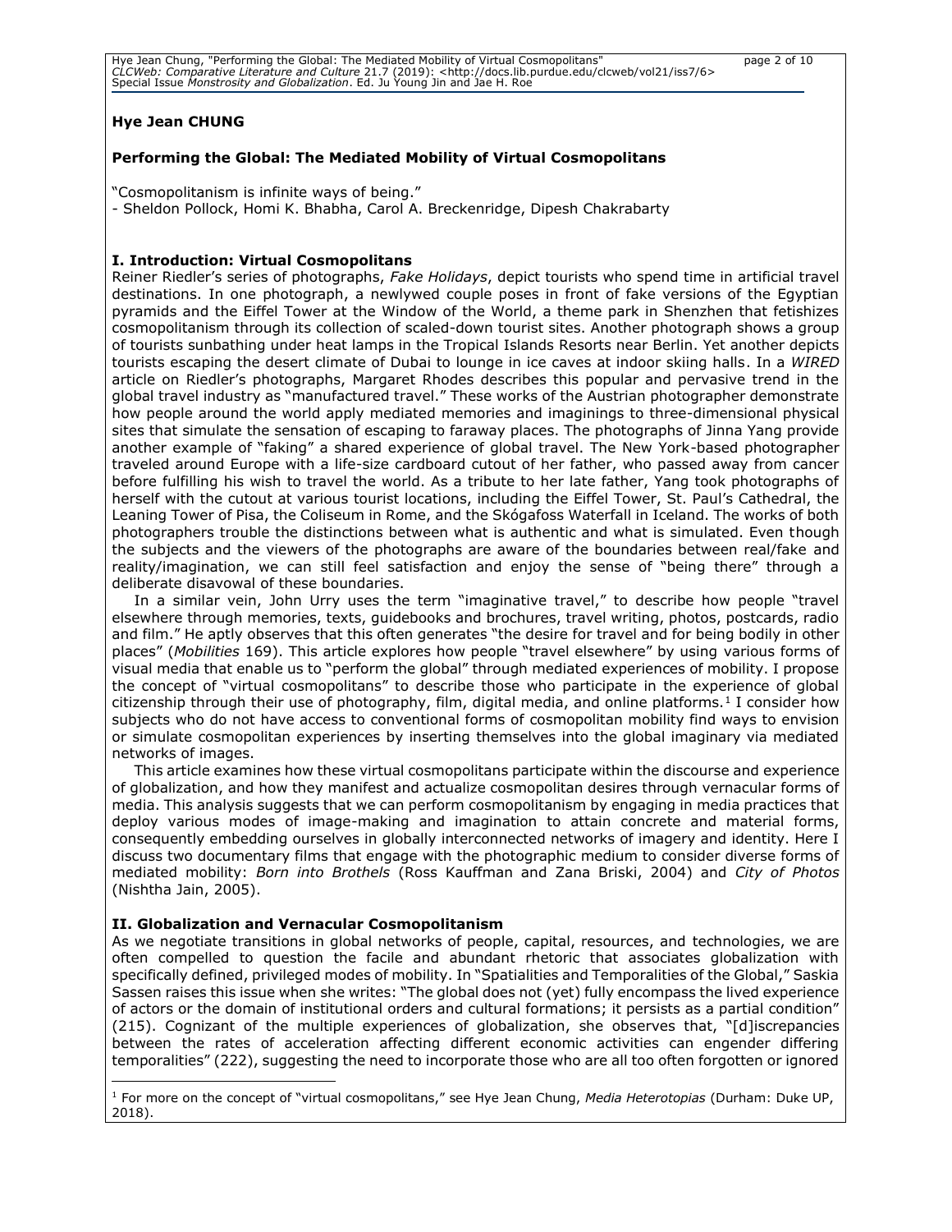**Hye Jean CHUNG**

**Performing the Global: The Mediated Mobility of Virtual Cosmopolitans**

"Cosmopolitanism is infinite ways of being."
- Sheldon Pollock, Homi K. Bhabha, Carol A. Breckenridge, Dipesh Chakrabarty

## I. Introduction: Virtual Cosmopolitans

Reiner Riedler's series of photographs, *Fake Holidays*, depict tourists who spend time in artificial travel destinations. In one photograph, a newlywed couple poses in front of fake versions of the Egyptian pyramids and the Eiffel Tower at the Window of the World, a theme park in Shenzhen that fetishizes cosmopolitanism through its collection of scaled-down tourist sites. Another photograph shows a group of tourists sunbathing under heat lamps in the Tropical Islands Resorts near Berlin. Yet another depicts tourists escaping the desert climate of Dubai to lounge in ice caves at indoor skiing halls. In a *WIRED* article on Riedler's photographs, Margaret Rhodes describes this popular and pervasive trend in the global travel industry as "manufactured travel." These works of the Austrian photographer demonstrate how people around the world apply mediated memories and imaginings to three-dimensional physical sites that simulate the sensation of escaping to faraway places. The photographs of Jinna Yang provide another example of "faking" a shared experience of global travel. The New York-based photographer traveled around Europe with a life-size cardboard cutout of her father, who passed away from cancer before fulfilling his wish to travel the world. As a tribute to her late father, Yang took photographs of herself with the cutout at various tourist locations, including the Eiffel Tower, St. Paul's Cathedral, the Leaning Tower of Pisa, the Coliseum in Rome, and the Skógafoss Waterfall in Iceland. The works of both photographers trouble the distinctions between what is authentic and what is simulated. Even though the subjects and the viewers of the photographs are aware of the boundaries between real/fake and reality/imagination, we can still feel satisfaction and enjoy the sense of "being there" through a deliberate disavowal of these boundaries.

In a similar vein, John Urry uses the term "imaginative travel," to describe how people "travel elsewhere through memories, texts, guidebooks and brochures, travel writing, photos, postcards, radio and film." He aptly observes that this often generates "the desire for travel and for being bodily in other places" (*Mobilities* 169). This article explores how people "travel elsewhere" by using various forms of visual media that enable us to "perform the global" through mediated experiences of mobility. I propose the concept of "virtual cosmopolitans" to describe those who participate in the experience of global citizenship through their use of photography, film, digital media, and online platforms.[1] I consider how subjects who do not have access to conventional forms of cosmopolitan mobility find ways to envision or simulate cosmopolitan experiences by inserting themselves into the global imaginary via mediated networks of images.

This article examines how these virtual cosmopolitans participate within the discourse and experience of globalization, and how they manifest and actualize cosmopolitan desires through vernacular forms of media. This analysis suggests that we can perform cosmopolitanism by engaging in media practices that deploy various modes of image-making and imagination to attain concrete and material forms, consequently embedding ourselves in globally interconnected networks of imagery and identity. Here I discuss two documentary films that engage with the photographic medium to consider diverse forms of mediated mobility: *Born into Brothels* (Ross Kauffman and Zana Briski, 2004) and *City of Photos* (Nishtha Jain, 2005).

## II. Globalization and Vernacular Cosmopolitanism

As we negotiate transitions in global networks of people, capital, resources, and technologies, we are often compelled to question the facile and abundant rhetoric that associates globalization with specifically defined, privileged modes of mobility. In "Spatialities and Temporalities of the Global," Saskia Sassen raises this issue when she writes: "The global does not (yet) fully encompass the lived experience of actors or the domain of institutional orders and cultural formations; it persists as a partial condition" (215). Cognizant of the multiple experiences of globalization, she observes that, "[d]iscrepancies between the rates of acceleration affecting different economic activities can engender differing temporalities" (222), suggesting the need to incorporate those who are all too often forgotten or ignored

[1] For more on the concept of "virtual cosmopolitans," see Hye Jean Chung, *Media Heterotopias* (Durham: Duke UP, 2018).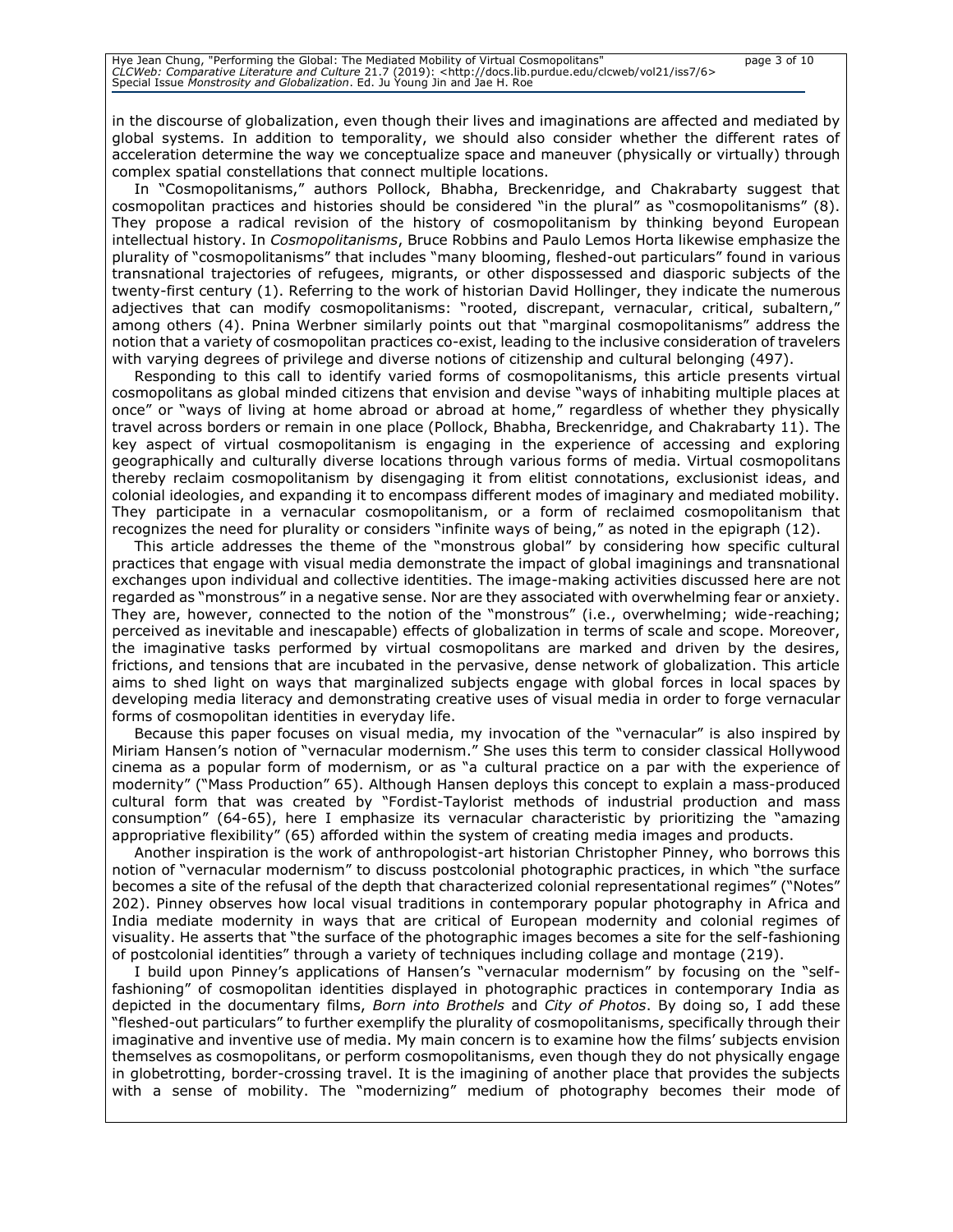in the discourse of globalization, even though their lives and imaginations are affected and mediated by global systems. In addition to temporality, we should also consider whether the different rates of acceleration determine the way we conceptualize space and maneuver (physically or virtually) through complex spatial constellations that connect multiple locations.

In "Cosmopolitanisms," authors Pollock, Bhabha, Breckenridge, and Chakrabarty suggest that cosmopolitan practices and histories should be considered "in the plural" as "cosmopolitanisms" (8). They propose a radical revision of the history of cosmopolitanism by thinking beyond European intellectual history. In *Cosmopolitanisms*, Bruce Robbins and Paulo Lemos Horta likewise emphasize the plurality of "cosmopolitanisms" that includes "many blooming, fleshed-out particulars" found in various transnational trajectories of refugees, migrants, or other dispossessed and diasporic subjects of the twenty-first century (1). Referring to the work of historian David Hollinger, they indicate the numerous adjectives that can modify cosmopolitanisms: "rooted, discrepant, vernacular, critical, subaltern," among others (4). Pnina Werbner similarly points out that "marginal cosmopolitanisms" address the notion that a variety of cosmopolitan practices co-exist, leading to the inclusive consideration of travelers with varying degrees of privilege and diverse notions of citizenship and cultural belonging (497).

Responding to this call to identify varied forms of cosmopolitanisms, this article presents virtual cosmopolitans as global minded citizens that envision and devise "ways of inhabiting multiple places at once" or "ways of living at home abroad or abroad at home," regardless of whether they physically travel across borders or remain in one place (Pollock, Bhabha, Breckenridge, and Chakrabarty 11). The key aspect of virtual cosmopolitanism is engaging in the experience of accessing and exploring geographically and culturally diverse locations through various forms of media. Virtual cosmopolitans thereby reclaim cosmopolitanism by disengaging it from elitist connotations, exclusionist ideas, and colonial ideologies, and expanding it to encompass different modes of imaginary and mediated mobility. They participate in a vernacular cosmopolitanism, or a form of reclaimed cosmopolitanism that recognizes the need for plurality or considers "infinite ways of being," as noted in the epigraph (12).

This article addresses the theme of the "monstrous global" by considering how specific cultural practices that engage with visual media demonstrate the impact of global imaginings and transnational exchanges upon individual and collective identities. The image-making activities discussed here are not regarded as "monstrous" in a negative sense. Nor are they associated with overwhelming fear or anxiety. They are, however, connected to the notion of the "monstrous" (i.e., overwhelming; wide-reaching; perceived as inevitable and inescapable) effects of globalization in terms of scale and scope. Moreover, the imaginative tasks performed by virtual cosmopolitans are marked and driven by the desires, frictions, and tensions that are incubated in the pervasive, dense network of globalization. This article aims to shed light on ways that marginalized subjects engage with global forces in local spaces by developing media literacy and demonstrating creative uses of visual media in order to forge vernacular forms of cosmopolitan identities in everyday life.

Because this paper focuses on visual media, my invocation of the "vernacular" is also inspired by Miriam Hansen's notion of "vernacular modernism." She uses this term to consider classical Hollywood cinema as a popular form of modernism, or as "a cultural practice on a par with the experience of modernity" ("Mass Production" 65). Although Hansen deploys this concept to explain a mass-produced cultural form that was created by "Fordist-Taylorist methods of industrial production and mass consumption" (64-65), here I emphasize its vernacular characteristic by prioritizing the "amazing appropriative flexibility" (65) afforded within the system of creating media images and products.

Another inspiration is the work of anthropologist-art historian Christopher Pinney, who borrows this notion of "vernacular modernism" to discuss postcolonial photographic practices, in which "the surface becomes a site of the refusal of the depth that characterized colonial representational regimes" ("Notes" 202). Pinney observes how local visual traditions in contemporary popular photography in Africa and India mediate modernity in ways that are critical of European modernity and colonial regimes of visuality. He asserts that "the surface of the photographic images becomes a site for the self-fashioning of postcolonial identities" through a variety of techniques including collage and montage (219).

I build upon Pinney's applications of Hansen's "vernacular modernism" by focusing on the "self-fashioning" of cosmopolitan identities displayed in photographic practices in contemporary India as depicted in the documentary films, *Born into Brothels* and *City of Photos*. By doing so, I add these "fleshed-out particulars" to further exemplify the plurality of cosmopolitanisms, specifically through their imaginative and inventive use of media. My main concern is to examine how the films' subjects envision themselves as cosmopolitans, or perform cosmopolitanisms, even though they do not physically engage in globetrotting, border-crossing travel. It is the imagining of another place that provides the subjects with a sense of mobility. The "modernizing" medium of photography becomes their mode of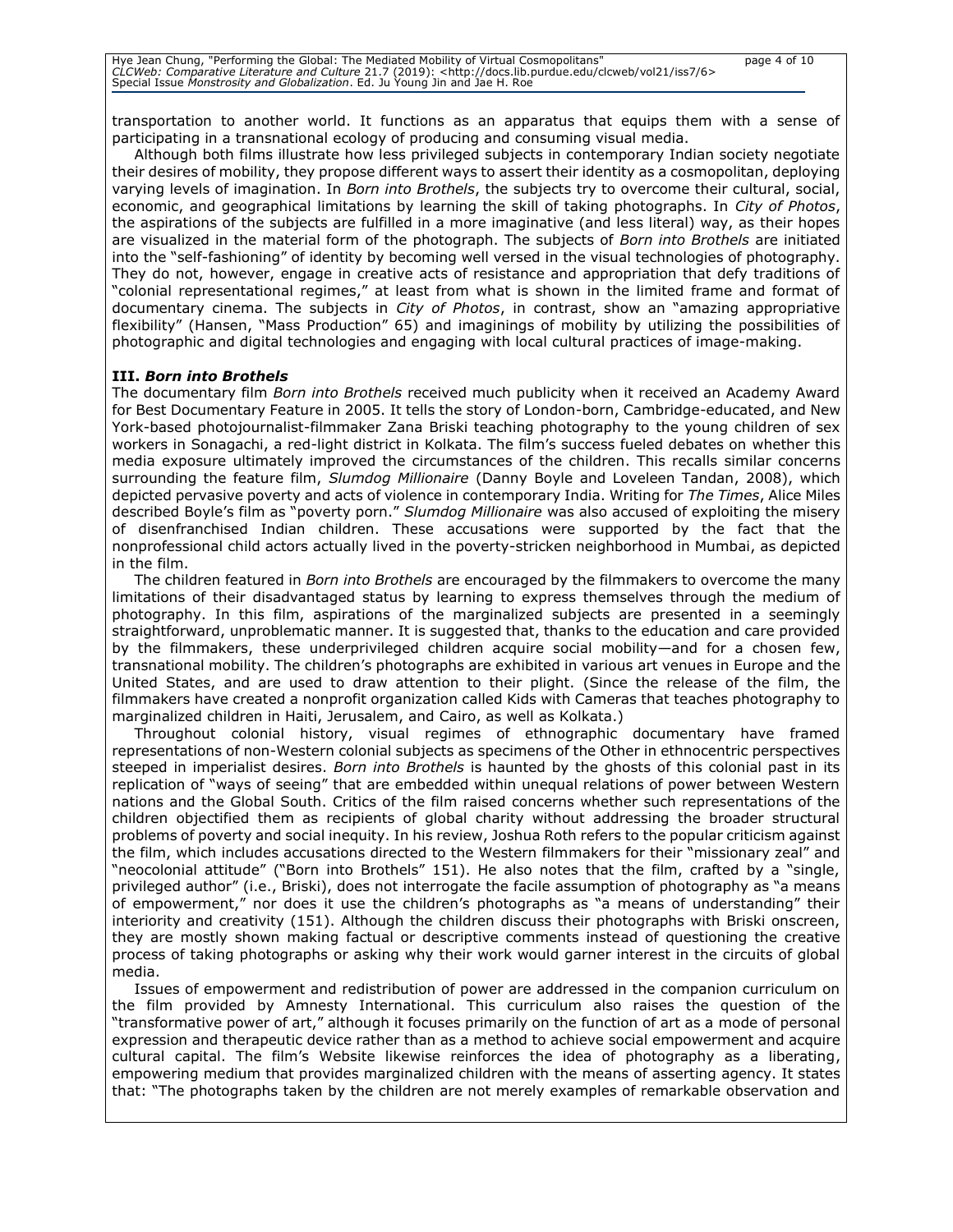transportation to another world. It functions as an apparatus that equips them with a sense of participating in a transnational ecology of producing and consuming visual media.

Although both films illustrate how less privileged subjects in contemporary Indian society negotiate their desires of mobility, they propose different ways to assert their identity as a cosmopolitan, deploying varying levels of imagination. In *Born into Brothels*, the subjects try to overcome their cultural, social, economic, and geographical limitations by learning the skill of taking photographs. In *City of Photos*, the aspirations of the subjects are fulfilled in a more imaginative (and less literal) way, as their hopes are visualized in the material form of the photograph. The subjects of *Born into Brothels* are initiated into the "self-fashioning" of identity by becoming well versed in the visual technologies of photography. They do not, however, engage in creative acts of resistance and appropriation that defy traditions of "colonial representational regimes," at least from what is shown in the limited frame and format of documentary cinema. The subjects in *City of Photos*, in contrast, show an "amazing appropriative flexibility" (Hansen, "Mass Production" 65) and imaginings of mobility by utilizing the possibilities of photographic and digital technologies and engaging with local cultural practices of image-making.

**III. *Born into Brothels***

The documentary film *Born into Brothels* received much publicity when it received an Academy Award for Best Documentary Feature in 2005. It tells the story of London-born, Cambridge-educated, and New York-based photojournalist-filmmaker Zana Briski teaching photography to the young children of sex workers in Sonagachi, a red-light district in Kolkata. The film's success fueled debates on whether this media exposure ultimately improved the circumstances of the children. This recalls similar concerns surrounding the feature film, *Slumdog Millionaire* (Danny Boyle and Loveleen Tandan, 2008), which depicted pervasive poverty and acts of violence in contemporary India. Writing for *The Times*, Alice Miles described Boyle's film as "poverty porn." *Slumdog Millionaire* was also accused of exploiting the misery of disenfranchised Indian children. These accusations were supported by the fact that the nonprofessional child actors actually lived in the poverty-stricken neighborhood in Mumbai, as depicted in the film.

The children featured in *Born into Brothels* are encouraged by the filmmakers to overcome the many limitations of their disadvantaged status by learning to express themselves through the medium of photography. In this film, aspirations of the marginalized subjects are presented in a seemingly straightforward, unproblematic manner. It is suggested that, thanks to the education and care provided by the filmmakers, these underprivileged children acquire social mobility—and for a chosen few, transnational mobility. The children's photographs are exhibited in various art venues in Europe and the United States, and are used to draw attention to their plight. (Since the release of the film, the filmmakers have created a nonprofit organization called Kids with Cameras that teaches photography to marginalized children in Haiti, Jerusalem, and Cairo, as well as Kolkata.)

Throughout colonial history, visual regimes of ethnographic documentary have framed representations of non-Western colonial subjects as specimens of the Other in ethnocentric perspectives steeped in imperialist desires. *Born into Brothels* is haunted by the ghosts of this colonial past in its replication of "ways of seeing" that are embedded within unequal relations of power between Western nations and the Global South. Critics of the film raised concerns whether such representations of the children objectified them as recipients of global charity without addressing the broader structural problems of poverty and social inequity. In his review, Joshua Roth refers to the popular criticism against the film, which includes accusations directed to the Western filmmakers for their "missionary zeal" and "neocolonial attitude" ("Born into Brothels" 151). He also notes that the film, crafted by a "single, privileged author" (i.e., Briski), does not interrogate the facile assumption of photography as "a means of empowerment," nor does it use the children's photographs as "a means of understanding" their interiority and creativity (151). Although the children discuss their photographs with Briski onscreen, they are mostly shown making factual or descriptive comments instead of questioning the creative process of taking photographs or asking why their work would garner interest in the circuits of global media.

Issues of empowerment and redistribution of power are addressed in the companion curriculum on the film provided by Amnesty International. This curriculum also raises the question of the "transformative power of art," although it focuses primarily on the function of art as a mode of personal expression and therapeutic device rather than as a method to achieve social empowerment and acquire cultural capital. The film's Website likewise reinforces the idea of photography as a liberating, empowering medium that provides marginalized children with the means of asserting agency. It states that: "The photographs taken by the children are not merely examples of remarkable observation and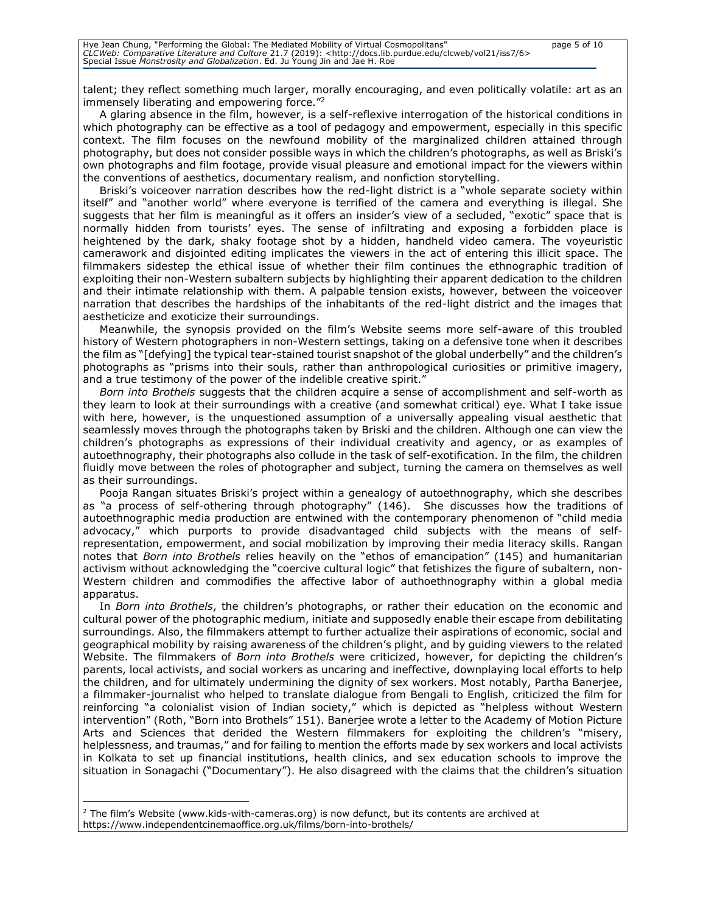talent; they reflect something much larger, morally encouraging, and even politically volatile: art as an immensely liberating and empowering force."[2]

A glaring absence in the film, however, is a self-reflexive interrogation of the historical conditions in which photography can be effective as a tool of pedagogy and empowerment, especially in this specific context. The film focuses on the newfound mobility of the marginalized children attained through photography, but does not consider possible ways in which the children's photographs, as well as Briski's own photographs and film footage, provide visual pleasure and emotional impact for the viewers within the conventions of aesthetics, documentary realism, and nonfiction storytelling.

Briski's voiceover narration describes how the red-light district is a "whole separate society within itself" and "another world" where everyone is terrified of the camera and everything is illegal. She suggests that her film is meaningful as it offers an insider's view of a secluded, "exotic" space that is normally hidden from tourists' eyes. The sense of infiltrating and exposing a forbidden place is heightened by the dark, shaky footage shot by a hidden, handheld video camera. The voyeuristic camerawork and disjointed editing implicates the viewers in the act of entering this illicit space. The filmmakers sidestep the ethical issue of whether their film continues the ethnographic tradition of exploiting their non-Western subaltern subjects by highlighting their apparent dedication to the children and their intimate relationship with them. A palpable tension exists, however, between the voiceover narration that describes the hardships of the inhabitants of the red-light district and the images that aestheticize and exoticize their surroundings.

Meanwhile, the synopsis provided on the film's Website seems more self-aware of this troubled history of Western photographers in non-Western settings, taking on a defensive tone when it describes the film as "[defying] the typical tear-stained tourist snapshot of the global underbelly" and the children's photographs as "prisms into their souls, rather than anthropological curiosities or primitive imagery, and a true testimony of the power of the indelible creative spirit."

*Born into Brothels* suggests that the children acquire a sense of accomplishment and self-worth as they learn to look at their surroundings with a creative (and somewhat critical) eye. What I take issue with here, however, is the unquestioned assumption of a universally appealing visual aesthetic that seamlessly moves through the photographs taken by Briski and the children. Although one can view the children's photographs as expressions of their individual creativity and agency, or as examples of autoethnography, their photographs also collude in the task of self-exotification. In the film, the children fluidly move between the roles of photographer and subject, turning the camera on themselves as well as their surroundings.

Pooja Rangan situates Briski's project within a genealogy of autoethnography, which she describes as "a process of self-othering through photography" (146). She discusses how the traditions of autoethnographic media production are entwined with the contemporary phenomenon of "child media advocacy," which purports to provide disadvantaged child subjects with the means of self-representation, empowerment, and social mobilization by improving their media literacy skills. Rangan notes that *Born into Brothels* relies heavily on the "ethos of emancipation" (145) and humanitarian activism without acknowledging the "coercive cultural logic" that fetishizes the figure of subaltern, non-Western children and commodifies the affective labor of authoethnography within a global media apparatus.

In *Born into Brothels*, the children's photographs, or rather their education on the economic and cultural power of the photographic medium, initiate and supposedly enable their escape from debilitating surroundings. Also, the filmmakers attempt to further actualize their aspirations of economic, social and geographical mobility by raising awareness of the children's plight, and by guiding viewers to the related Website. The filmmakers of *Born into Brothels* were criticized, however, for depicting the children's parents, local activists, and social workers as uncaring and ineffective, downplaying local efforts to help the children, and for ultimately undermining the dignity of sex workers. Most notably, Partha Banerjee, a filmmaker-journalist who helped to translate dialogue from Bengali to English, criticized the film for reinforcing "a colonialist vision of Indian society," which is depicted as "helpless without Western intervention" (Roth, "Born into Brothels" 151). Banerjee wrote a letter to the Academy of Motion Picture Arts and Sciences that derided the Western filmmakers for exploiting the children's "misery, helplessness, and traumas," and for failing to mention the efforts made by sex workers and local activists in Kolkata to set up financial institutions, health clinics, and sex education schools to improve the situation in Sonagachi ("Documentary"). He also disagreed with the claims that the children's situation

[2] The film's Website (www.kids-with-cameras.org) is now defunct, but its contents are archived at https://www.independentcinemaoffice.org.uk/films/born-into-brothels/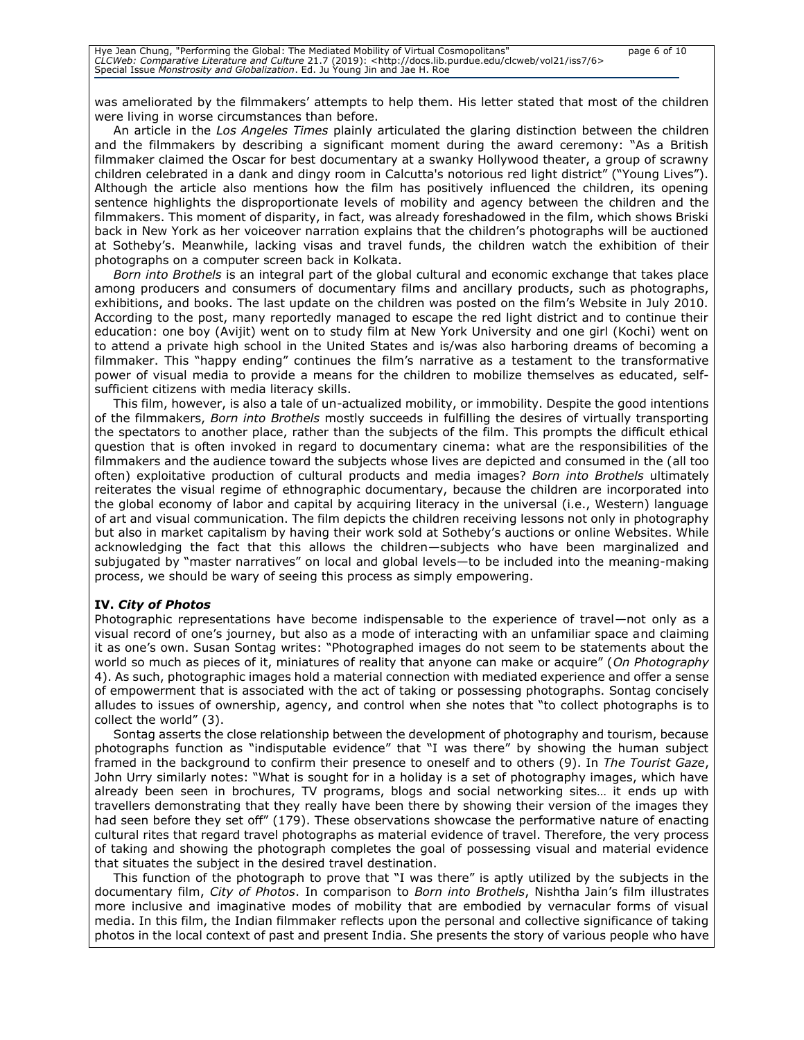was ameliorated by the filmmakers' attempts to help them. His letter stated that most of the children were living in worse circumstances than before.

An article in the *Los Angeles Times* plainly articulated the glaring distinction between the children and the filmmakers by describing a significant moment during the award ceremony: "As a British filmmaker claimed the Oscar for best documentary at a swanky Hollywood theater, a group of scrawny children celebrated in a dank and dingy room in Calcutta's notorious red light district" ("Young Lives"). Although the article also mentions how the film has positively influenced the children, its opening sentence highlights the disproportionate levels of mobility and agency between the children and the filmmakers. This moment of disparity, in fact, was already foreshadowed in the film, which shows Briski back in New York as her voiceover narration explains that the children's photographs will be auctioned at Sotheby's. Meanwhile, lacking visas and travel funds, the children watch the exhibition of their photographs on a computer screen back in Kolkata.

*Born into Brothels* is an integral part of the global cultural and economic exchange that takes place among producers and consumers of documentary films and ancillary products, such as photographs, exhibitions, and books. The last update on the children was posted on the film's Website in July 2010. According to the post, many reportedly managed to escape the red light district and to continue their education: one boy (Avijit) went on to study film at New York University and one girl (Kochi) went on to attend a private high school in the United States and is/was also harboring dreams of becoming a filmmaker. This "happy ending" continues the film's narrative as a testament to the transformative power of visual media to provide a means for the children to mobilize themselves as educated, self-sufficient citizens with media literacy skills.

This film, however, is also a tale of un-actualized mobility, or immobility. Despite the good intentions of the filmmakers, *Born into Brothels* mostly succeeds in fulfilling the desires of virtually transporting the spectators to another place, rather than the subjects of the film. This prompts the difficult ethical question that is often invoked in regard to documentary cinema: what are the responsibilities of the filmmakers and the audience toward the subjects whose lives are depicted and consumed in the (all too often) exploitative production of cultural products and media images? *Born into Brothels* ultimately reiterates the visual regime of ethnographic documentary, because the children are incorporated into the global economy of labor and capital by acquiring literacy in the universal (i.e., Western) language of art and visual communication. The film depicts the children receiving lessons not only in photography but also in market capitalism by having their work sold at Sotheby's auctions or online Websites. While acknowledging the fact that this allows the children—subjects who have been marginalized and subjugated by "master narratives" on local and global levels—to be included into the meaning-making process, we should be wary of seeing this process as simply empowering.

## IV. *City of Photos*

Photographic representations have become indispensable to the experience of travel—not only as a visual record of one's journey, but also as a mode of interacting with an unfamiliar space and claiming it as one's own. Susan Sontag writes: "Photographed images do not seem to be statements about the world so much as pieces of it, miniatures of reality that anyone can make or acquire" (*On Photography* 4). As such, photographic images hold a material connection with mediated experience and offer a sense of empowerment that is associated with the act of taking or possessing photographs. Sontag concisely alludes to issues of ownership, agency, and control when she notes that "to collect photographs is to collect the world" (3).

Sontag asserts the close relationship between the development of photography and tourism, because photographs function as "indisputable evidence" that "I was there" by showing the human subject framed in the background to confirm their presence to oneself and to others (9). In *The Tourist Gaze*, John Urry similarly notes: "What is sought for in a holiday is a set of photography images, which have already been seen in brochures, TV programs, blogs and social networking sites… it ends up with travellers demonstrating that they really have been there by showing their version of the images they had seen before they set off" (179). These observations showcase the performative nature of enacting cultural rites that regard travel photographs as material evidence of travel. Therefore, the very process of taking and showing the photograph completes the goal of possessing visual and material evidence that situates the subject in the desired travel destination.

This function of the photograph to prove that "I was there" is aptly utilized by the subjects in the documentary film, *City of Photos*. In comparison to *Born into Brothels*, Nishtha Jain's film illustrates more inclusive and imaginative modes of mobility that are embodied by vernacular forms of visual media. In this film, the Indian filmmaker reflects upon the personal and collective significance of taking photos in the local context of past and present India. She presents the story of various people who have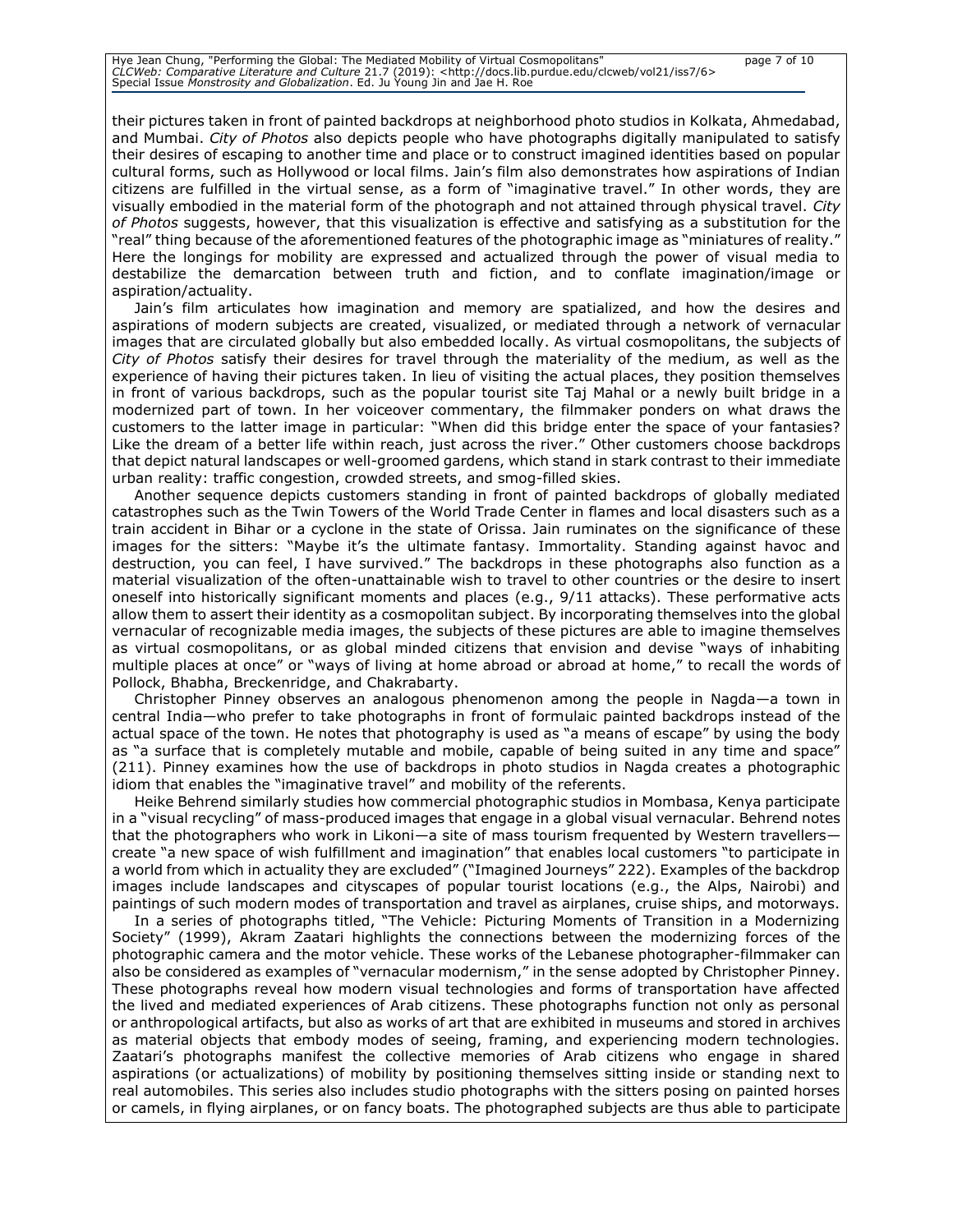their pictures taken in front of painted backdrops at neighborhood photo studios in Kolkata, Ahmedabad, and Mumbai. *City of Photos* also depicts people who have photographs digitally manipulated to satisfy their desires of escaping to another time and place or to construct imagined identities based on popular cultural forms, such as Hollywood or local films. Jain's film also demonstrates how aspirations of Indian citizens are fulfilled in the virtual sense, as a form of "imaginative travel." In other words, they are visually embodied in the material form of the photograph and not attained through physical travel. *City of Photos* suggests, however, that this visualization is effective and satisfying as a substitution for the "real" thing because of the aforementioned features of the photographic image as "miniatures of reality." Here the longings for mobility are expressed and actualized through the power of visual media to destabilize the demarcation between truth and fiction, and to conflate imagination/image or aspiration/actuality.

Jain's film articulates how imagination and memory are spatialized, and how the desires and aspirations of modern subjects are created, visualized, or mediated through a network of vernacular images that are circulated globally but also embedded locally. As virtual cosmopolitans, the subjects of *City of Photos* satisfy their desires for travel through the materiality of the medium, as well as the experience of having their pictures taken. In lieu of visiting the actual places, they position themselves in front of various backdrops, such as the popular tourist site Taj Mahal or a newly built bridge in a modernized part of town. In her voiceover commentary, the filmmaker ponders on what draws the customers to the latter image in particular: "When did this bridge enter the space of your fantasies? Like the dream of a better life within reach, just across the river." Other customers choose backdrops that depict natural landscapes or well-groomed gardens, which stand in stark contrast to their immediate urban reality: traffic congestion, crowded streets, and smog-filled skies.

Another sequence depicts customers standing in front of painted backdrops of globally mediated catastrophes such as the Twin Towers of the World Trade Center in flames and local disasters such as a train accident in Bihar or a cyclone in the state of Orissa. Jain ruminates on the significance of these images for the sitters: "Maybe it's the ultimate fantasy. Immortality. Standing against havoc and destruction, you can feel, I have survived." The backdrops in these photographs also function as a material visualization of the often-unattainable wish to travel to other countries or the desire to insert oneself into historically significant moments and places (e.g., 9/11 attacks). These performative acts allow them to assert their identity as a cosmopolitan subject. By incorporating themselves into the global vernacular of recognizable media images, the subjects of these pictures are able to imagine themselves as virtual cosmopolitans, or as global minded citizens that envision and devise "ways of inhabiting multiple places at once" or "ways of living at home abroad or abroad at home," to recall the words of Pollock, Bhabha, Breckenridge, and Chakrabarty.

Christopher Pinney observes an analogous phenomenon among the people in Nagda—a town in central India—who prefer to take photographs in front of formulaic painted backdrops instead of the actual space of the town. He notes that photography is used as "a means of escape" by using the body as "a surface that is completely mutable and mobile, capable of being suited in any time and space" (211). Pinney examines how the use of backdrops in photo studios in Nagda creates a photographic idiom that enables the "imaginative travel" and mobility of the referents.

Heike Behrend similarly studies how commercial photographic studios in Mombasa, Kenya participate in a "visual recycling" of mass-produced images that engage in a global visual vernacular. Behrend notes that the photographers who work in Likoni—a site of mass tourism frequented by Western travellers—create "a new space of wish fulfillment and imagination" that enables local customers "to participate in a world from which in actuality they are excluded" ("Imagined Journeys" 222). Examples of the backdrop images include landscapes and cityscapes of popular tourist locations (e.g., the Alps, Nairobi) and paintings of such modern modes of transportation and travel as airplanes, cruise ships, and motorways.

In a series of photographs titled, "The Vehicle: Picturing Moments of Transition in a Modernizing Society" (1999), Akram Zaatari highlights the connections between the modernizing forces of the photographic camera and the motor vehicle. These works of the Lebanese photographer-filmmaker can also be considered as examples of "vernacular modernism," in the sense adopted by Christopher Pinney. These photographs reveal how modern visual technologies and forms of transportation have affected the lived and mediated experiences of Arab citizens. These photographs function not only as personal or anthropological artifacts, but also as works of art that are exhibited in museums and stored in archives as material objects that embody modes of seeing, framing, and experiencing modern technologies. Zaatari's photographs manifest the collective memories of Arab citizens who engage in shared aspirations (or actualizations) of mobility by positioning themselves sitting inside or standing next to real automobiles. This series also includes studio photographs with the sitters posing on painted horses or camels, in flying airplanes, or on fancy boats. The photographed subjects are thus able to participate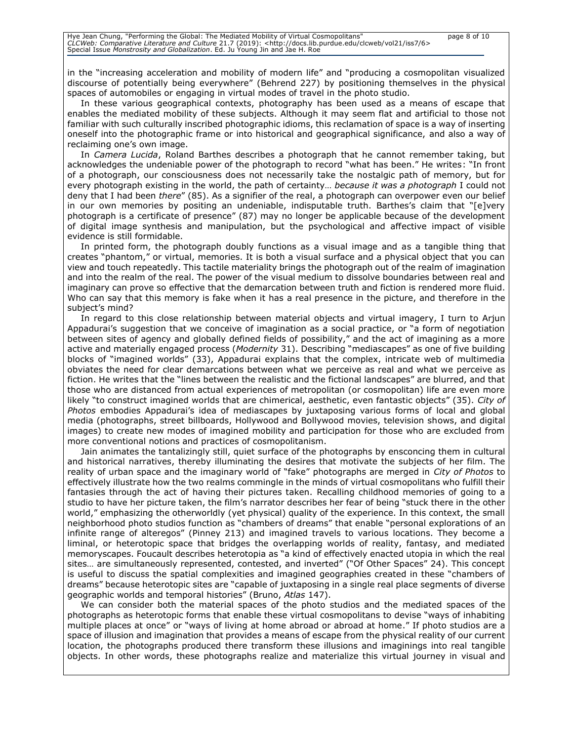in the "increasing acceleration and mobility of modern life" and "producing a cosmopolitan visualized discourse of potentially being everywhere" (Behrend 227) by positioning themselves in the physical spaces of automobiles or engaging in virtual modes of travel in the photo studio.

In these various geographical contexts, photography has been used as a means of escape that enables the mediated mobility of these subjects. Although it may seem flat and artificial to those not familiar with such culturally inscribed photographic idioms, this reclamation of space is a way of inserting oneself into the photographic frame or into historical and geographical significance, and also a way of reclaiming one's own image.

In *Camera Lucida*, Roland Barthes describes a photograph that he cannot remember taking, but acknowledges the undeniable power of the photograph to record "what has been." He writes: "In front of a photograph, our consciousness does not necessarily take the nostalgic path of memory, but for every photograph existing in the world, the path of certainty… *because it was a photograph* I could not deny that I had been *there*" (85). As a signifier of the real, a photograph can overpower even our belief in our own memories by positing an undeniable, indisputable truth. Barthes's claim that "[e]very photograph is a certificate of presence" (87) may no longer be applicable because of the development of digital image synthesis and manipulation, but the psychological and affective impact of visible evidence is still formidable.

In printed form, the photograph doubly functions as a visual image and as a tangible thing that creates "phantom," or virtual, memories. It is both a visual surface and a physical object that you can view and touch repeatedly. This tactile materiality brings the photograph out of the realm of imagination and into the realm of the real. The power of the visual medium to dissolve boundaries between real and imaginary can prove so effective that the demarcation between truth and fiction is rendered more fluid. Who can say that this memory is fake when it has a real presence in the picture, and therefore in the subject's mind?

In regard to this close relationship between material objects and virtual imagery, I turn to Arjun Appadurai's suggestion that we conceive of imagination as a social practice, or "a form of negotiation between sites of agency and globally defined fields of possibility," and the act of imagining as a more active and materially engaged process (*Modernity* 31). Describing "mediascapes" as one of five building blocks of "imagined worlds" (33), Appadurai explains that the complex, intricate web of multimedia obviates the need for clear demarcations between what we perceive as real and what we perceive as fiction. He writes that the "lines between the realistic and the fictional landscapes" are blurred, and that those who are distanced from actual experiences of metropolitan (or cosmopolitan) life are even more likely "to construct imagined worlds that are chimerical, aesthetic, even fantastic objects" (35). *City of Photos* embodies Appadurai's idea of mediascapes by juxtaposing various forms of local and global media (photographs, street billboards, Hollywood and Bollywood movies, television shows, and digital images) to create new modes of imagined mobility and participation for those who are excluded from more conventional notions and practices of cosmopolitanism.

Jain animates the tantalizingly still, quiet surface of the photographs by ensconcing them in cultural and historical narratives, thereby illuminating the desires that motivate the subjects of her film. The reality of urban space and the imaginary world of "fake" photographs are merged in *City of Photos* to effectively illustrate how the two realms commingle in the minds of virtual cosmopolitans who fulfill their fantasies through the act of having their pictures taken. Recalling childhood memories of going to a studio to have her picture taken, the film's narrator describes her fear of being "stuck there in the other world," emphasizing the otherworldly (yet physical) quality of the experience. In this context, the small neighborhood photo studios function as "chambers of dreams" that enable "personal explorations of an infinite range of alteregos" (Pinney 213) and imagined travels to various locations. They become a liminal, or heterotopic space that bridges the overlapping worlds of reality, fantasy, and mediated memoryscapes. Foucault describes heterotopia as "a kind of effectively enacted utopia in which the real sites… are simultaneously represented, contested, and inverted" ("Of Other Spaces" 24). This concept is useful to discuss the spatial complexities and imagined geographies created in these "chambers of dreams" because heterotopic sites are "capable of juxtaposing in a single real place segments of diverse geographic worlds and temporal histories" (Bruno, *Atlas* 147).

We can consider both the material spaces of the photo studios and the mediated spaces of the photographs as heterotopic forms that enable these virtual cosmopolitans to devise "ways of inhabiting multiple places at once" or "ways of living at home abroad or abroad at home." If photo studios are a space of illusion and imagination that provides a means of escape from the physical reality of our current location, the photographs produced there transform these illusions and imaginings into real tangible objects. In other words, these photographs realize and materialize this virtual journey in visual and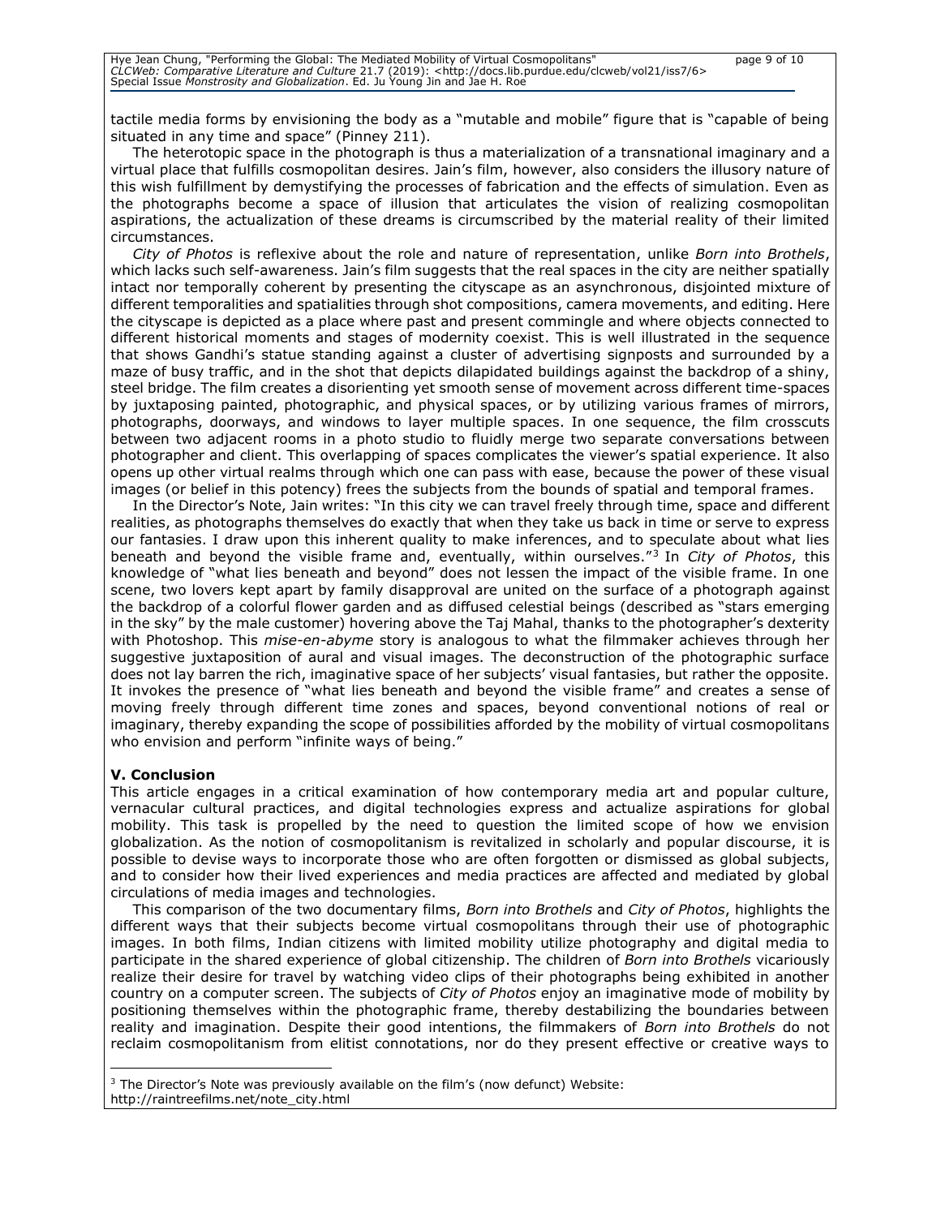tactile media forms by envisioning the body as a "mutable and mobile" figure that is "capable of being situated in any time and space" (Pinney 211).

The heterotopic space in the photograph is thus a materialization of a transnational imaginary and a virtual place that fulfills cosmopolitan desires. Jain's film, however, also considers the illusory nature of this wish fulfillment by demystifying the processes of fabrication and the effects of simulation. Even as the photographs become a space of illusion that articulates the vision of realizing cosmopolitan aspirations, the actualization of these dreams is circumscribed by the material reality of their limited circumstances.

*City of Photos* is reflexive about the role and nature of representation, unlike *Born into Brothels*, which lacks such self-awareness. Jain's film suggests that the real spaces in the city are neither spatially intact nor temporally coherent by presenting the cityscape as an asynchronous, disjointed mixture of different temporalities and spatialities through shot compositions, camera movements, and editing. Here the cityscape is depicted as a place where past and present commingle and where objects connected to different historical moments and stages of modernity coexist. This is well illustrated in the sequence that shows Gandhi's statue standing against a cluster of advertising signposts and surrounded by a maze of busy traffic, and in the shot that depicts dilapidated buildings against the backdrop of a shiny, steel bridge. The film creates a disorienting yet smooth sense of movement across different time-spaces by juxtaposing painted, photographic, and physical spaces, or by utilizing various frames of mirrors, photographs, doorways, and windows to layer multiple spaces. In one sequence, the film crosscuts between two adjacent rooms in a photo studio to fluidly merge two separate conversations between photographer and client. This overlapping of spaces complicates the viewer's spatial experience. It also opens up other virtual realms through which one can pass with ease, because the power of these visual images (or belief in this potency) frees the subjects from the bounds of spatial and temporal frames.

In the Director's Note, Jain writes: "In this city we can travel freely through time, space and different realities, as photographs themselves do exactly that when they take us back in time or serve to express our fantasies. I draw upon this inherent quality to make inferences, and to speculate about what lies beneath and beyond the visible frame and, eventually, within ourselves."[3] In *City of Photos*, this knowledge of "what lies beneath and beyond" does not lessen the impact of the visible frame. In one scene, two lovers kept apart by family disapproval are united on the surface of a photograph against the backdrop of a colorful flower garden and as diffused celestial beings (described as "stars emerging in the sky" by the male customer) hovering above the Taj Mahal, thanks to the photographer's dexterity with Photoshop. This *mise-en-abyme* story is analogous to what the filmmaker achieves through her suggestive juxtaposition of aural and visual images. The deconstruction of the photographic surface does not lay barren the rich, imaginative space of her subjects' visual fantasies, but rather the opposite. It invokes the presence of "what lies beneath and beyond the visible frame" and creates a sense of moving freely through different time zones and spaces, beyond conventional notions of real or imaginary, thereby expanding the scope of possibilities afforded by the mobility of virtual cosmopolitans who envision and perform "infinite ways of being."

## V. Conclusion

This article engages in a critical examination of how contemporary media art and popular culture, vernacular cultural practices, and digital technologies express and actualize aspirations for global mobility. This task is propelled by the need to question the limited scope of how we envision globalization. As the notion of cosmopolitanism is revitalized in scholarly and popular discourse, it is possible to devise ways to incorporate those who are often forgotten or dismissed as global subjects, and to consider how their lived experiences and media practices are affected and mediated by global circulations of media images and technologies.

This comparison of the two documentary films, *Born into Brothels* and *City of Photos*, highlights the different ways that their subjects become virtual cosmopolitans through their use of photographic images. In both films, Indian citizens with limited mobility utilize photography and digital media to participate in the shared experience of global citizenship. The children of *Born into Brothels* vicariously realize their desire for travel by watching video clips of their photographs being exhibited in another country on a computer screen. The subjects of *City of Photos* enjoy an imaginative mode of mobility by positioning themselves within the photographic frame, thereby destabilizing the boundaries between reality and imagination. Despite their good intentions, the filmmakers of *Born into Brothels* do not reclaim cosmopolitanism from elitist connotations, nor do they present effective or creative ways to

[3] The Director's Note was previously available on the film's (now defunct) Website: http://raintreefilms.net/note_city.html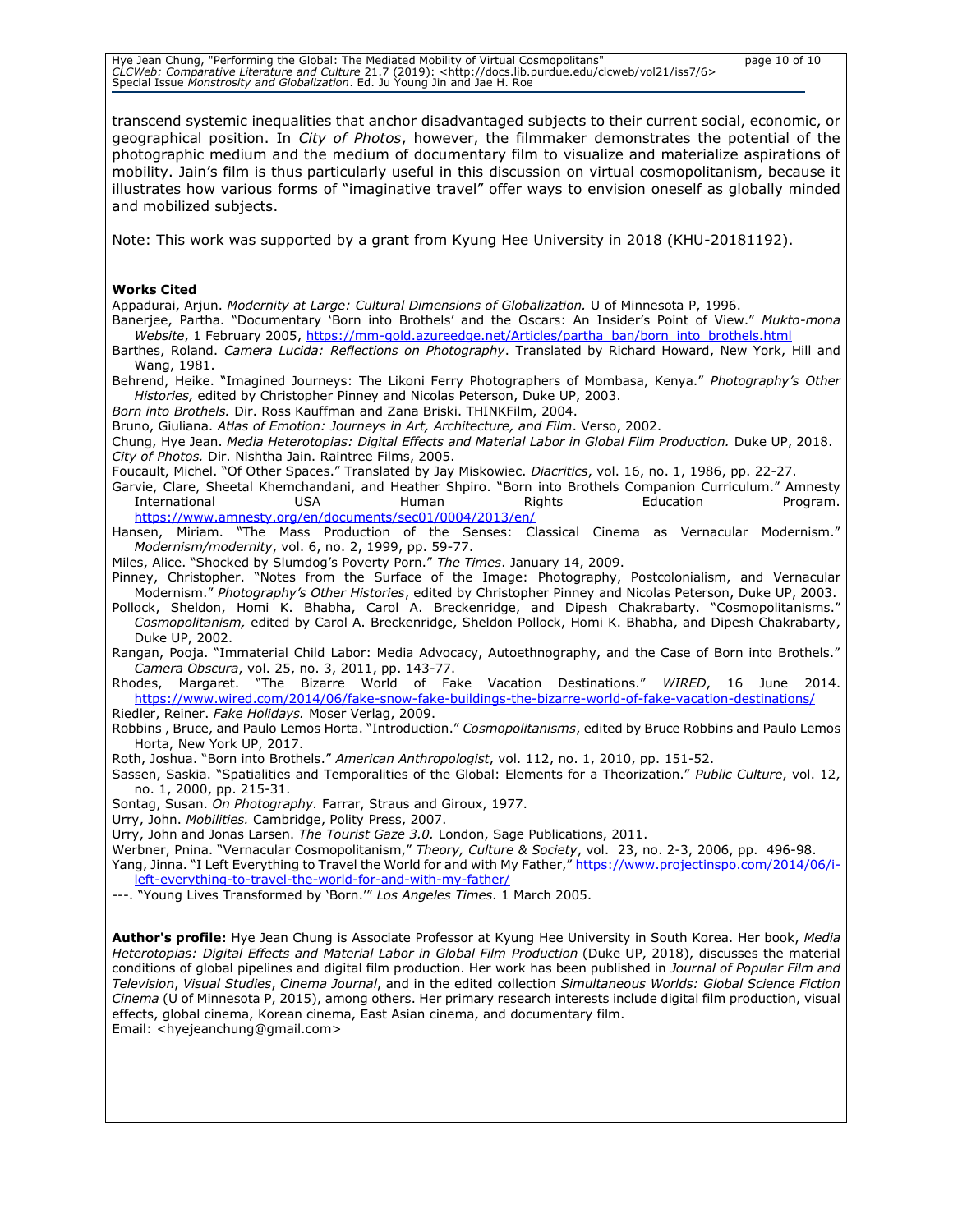transcend systemic inequalities that anchor disadvantaged subjects to their current social, economic, or geographical position. In *City of Photos*, however, the filmmaker demonstrates the potential of the photographic medium and the medium of documentary film to visualize and materialize aspirations of mobility. Jain's film is thus particularly useful in this discussion on virtual cosmopolitanism, because it illustrates how various forms of "imaginative travel" offer ways to envision oneself as globally minded and mobilized subjects.

Note: This work was supported by a grant from Kyung Hee University in 2018 (KHU-20181192).

**Works Cited**

Appadurai, Arjun. *Modernity at Large: Cultural Dimensions of Globalization.* U of Minnesota P, 1996.

Banerjee, Partha. "Documentary 'Born into Brothels' and the Oscars: An Insider's Point of View." *Mukto-mona Website*, 1 February 2005, https://mm-gold.azureedge.net/Articles/partha_ban/born_into_brothels.html

Barthes, Roland. *Camera Lucida: Reflections on Photography*. Translated by Richard Howard, New York, Hill and Wang, 1981.

Behrend, Heike. "Imagined Journeys: The Likoni Ferry Photographers of Mombasa, Kenya." *Photography's Other Histories,* edited by Christopher Pinney and Nicolas Peterson, Duke UP, 2003.

*Born into Brothels.* Dir. Ross Kauffman and Zana Briski. THINKFilm, 2004.

Bruno, Giuliana. *Atlas of Emotion: Journeys in Art, Architecture, and Film*. Verso, 2002.

Chung, Hye Jean. *Media Heterotopias: Digital Effects and Material Labor in Global Film Production.* Duke UP, 2018.

*City of Photos.* Dir. Nishtha Jain. Raintree Films, 2005.

Foucault, Michel. "Of Other Spaces." Translated by Jay Miskowiec. *Diacritics*, vol. 16, no. 1, 1986, pp. 22-27.

Garvie, Clare, Sheetal Khemchandani, and Heather Shpiro. "Born into Brothels Companion Curriculum." Amnesty International USA Human Rights Education Program. https://www.amnesty.org/en/documents/sec01/0004/2013/en/

Hansen, Miriam. "The Mass Production of the Senses: Classical Cinema as Vernacular Modernism." *Modernism/modernity*, vol. 6, no. 2, 1999, pp. 59-77.

Miles, Alice. "Shocked by Slumdog's Poverty Porn." *The Times*. January 14, 2009.

Pinney, Christopher. "Notes from the Surface of the Image: Photography, Postcolonialism, and Vernacular Modernism." *Photography's Other Histories*, edited by Christopher Pinney and Nicolas Peterson, Duke UP, 2003.

Pollock, Sheldon, Homi K. Bhabha, Carol A. Breckenridge, and Dipesh Chakrabarty. "Cosmopolitanisms." *Cosmopolitanism,* edited by Carol A. Breckenridge, Sheldon Pollock, Homi K. Bhabha, and Dipesh Chakrabarty, Duke UP, 2002.

Rangan, Pooja. "Immaterial Child Labor: Media Advocacy, Autoethnography, and the Case of Born into Brothels." *Camera Obscura*, vol. 25, no. 3, 2011, pp. 143-77.

Rhodes, Margaret. "The Bizarre World of Fake Vacation Destinations." *WIRED*, 16 June 2014. https://www.wired.com/2014/06/fake-snow-fake-buildings-the-bizarre-world-of-fake-vacation-destinations/

Riedler, Reiner. *Fake Holidays.* Moser Verlag, 2009.

Robbins , Bruce, and Paulo Lemos Horta. "Introduction." *Cosmopolitanisms*, edited by Bruce Robbins and Paulo Lemos Horta, New York UP, 2017.

Roth, Joshua. "Born into Brothels." *American Anthropologist*, vol. 112, no. 1, 2010, pp. 151-52.

Sassen, Saskia. "Spatialities and Temporalities of the Global: Elements for a Theorization." *Public Culture*, vol. 12, no. 1, 2000, pp. 215-31.

Sontag, Susan. *On Photography.* Farrar, Straus and Giroux, 1977.

Urry, John. *Mobilities.* Cambridge, Polity Press, 2007.

Urry, John and Jonas Larsen. *The Tourist Gaze 3.0.* London, Sage Publications, 2011.

Werbner, Pnina. "Vernacular Cosmopolitanism," *Theory, Culture & Society*, vol. 23, no. 2-3, 2006, pp. 496-98.

Yang, Jinna. "I Left Everything to Travel the World for and with My Father," https://www.projectinspo.com/2014/06/i-left-everything-to-travel-the-world-for-and-with-my-father/

---. "Young Lives Transformed by 'Born.'" *Los Angeles Times*. 1 March 2005.

**Author's profile:** Hye Jean Chung is Associate Professor at Kyung Hee University in South Korea. Her book, *Media Heterotopias: Digital Effects and Material Labor in Global Film Production* (Duke UP, 2018), discusses the material conditions of global pipelines and digital film production. Her work has been published in *Journal of Popular Film and Television*, *Visual Studies*, *Cinema Journal*, and in the edited collection *Simultaneous Worlds: Global Science Fiction Cinema* (U of Minnesota P, 2015), among others. Her primary research interests include digital film production, visual effects, global cinema, Korean cinema, East Asian cinema, and documentary film.
Email: <hyejeanchung@gmail.com>